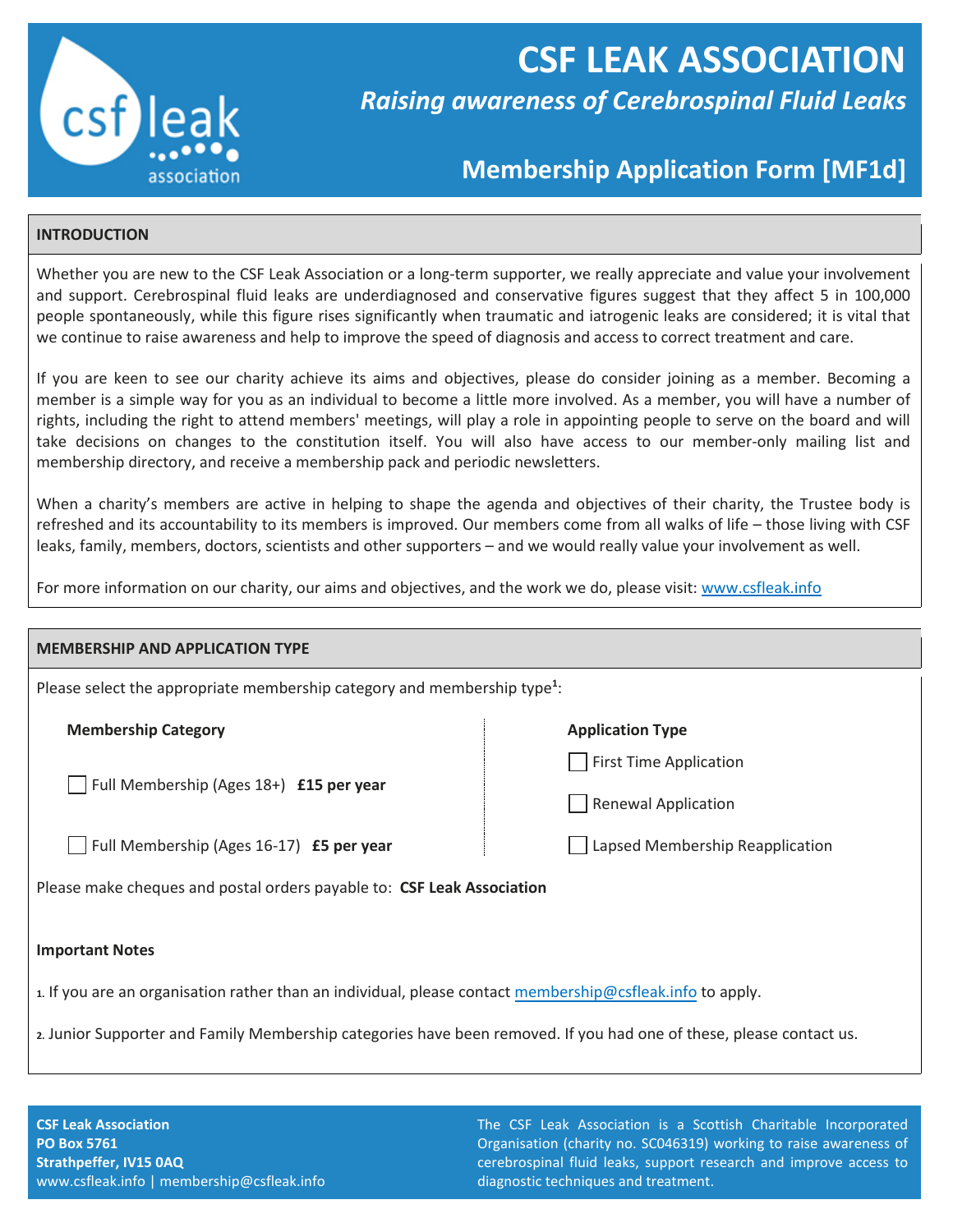# CSF LEAK ASSOCIATION

*Raising awareness of Cerebrospinal Fluid Leaks*

## Membership Application Form [MF1d]

### INTRODUCTION

Whether you are new to the CSF Leak Association or a long-term supporter, we really appreciate and value your involvement and support. Cerebrospinal fluid leaks are underdiagnosed and conservative figures suggest that they affect 5 in 100,000 people spontaneously, while this figure rises significantly when traumatic and iatrogenic leaks are considered; it is vital that we continue to raise awareness and help to improve the speed of diagnosis and access to correct treatment and care.

If you are keen to see our charity achieve its aims and objectives, please do consider joining as a member. Becoming a member is a simple way for you as an individual to become a little more involved. As a member, you will have a number of rights, including the right to attend members' meetings, will play a role in appointing people to serve on the board and will take decisions on changes to the constitution itself. You will also have access to our member-only mailing list and membership directory, and receive a membership pack and periodic newsletters.

When a charity's members are active in helping to shape the agenda and objectives of their charity, the Trustee body is refreshed and its accountability to its members is improved. Our members come from all walks of life – those living with CSF leaks, family, members, doctors, scientists and other supporters – and we would really value your involvement as well.

For more information on our charity, our aims and objectives, and the work we do, please visit: www.csfleak.info

### MEMBERSHIP AND APPLICATION TYPE

Please select the appropriate membership category and membership type[1]:

**Membership Category**

- ☐ Full Membership (Ages 18+) **£15 per year**
- ☐ Full Membership (Ages 16-17) **£5 per year**

**Application Type**

- ☐ First Time Application
- ☐ Renewal Application
- ☐ Lapsed Membership Reapplication

Please make cheques and postal orders payable to: **CSF Leak Association**

**Important Notes**

1. If you are an organisation rather than an individual, please contact membership@csfleak.info to apply.

2. Junior Supporter and Family Membership categories have been removed. If you had one of these, please contact us.

**CSF Leak Association**
**PO Box 5761**
**Strathpeffer, IV15 0AQ**
www.csfleak.info | membership@csfleak.info

The CSF Leak Association is a Scottish Charitable Incorporated Organisation (charity no. SC046319) working to raise awareness of cerebrospinal fluid leaks, support research and improve access to diagnostic techniques and treatment.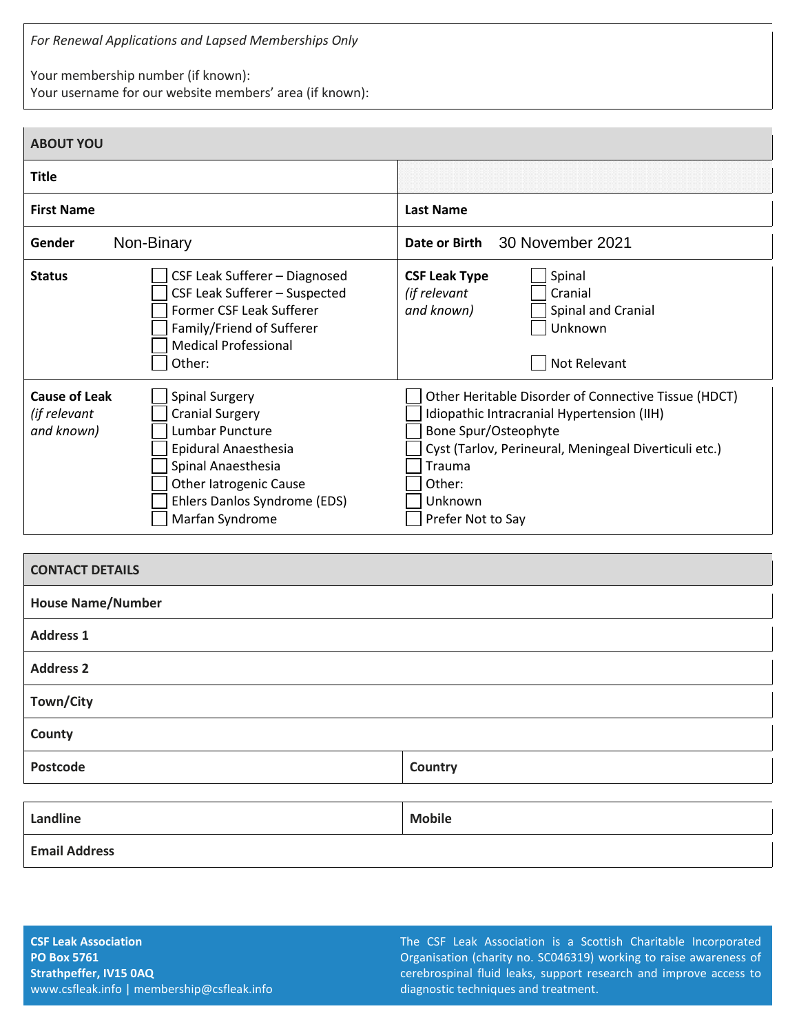*For Renewal Applications and Lapsed Memberships Only*

Your membership number (if known):
Your username for our website members' area (if known):

| **ABOUT YOU** | |
|---|---|
| **Title** | |
| **First Name** | **Last Name** |
| **Gender** Non-Binary | **Date or Birth** 30 November 2021 |
| **Status** ☐ CSF Leak Sufferer – Diagnosed ☐ CSF Leak Sufferer – Suspected ☐ Former CSF Leak Sufferer ☐ Family/Friend of Sufferer ☐ Medical Professional ☐ Other: | **CSF Leak Type** *(if relevant and known)* ☐ Spinal ☐ Cranial ☐ Spinal and Cranial ☐ Unknown ☐ Not Relevant |
| **Cause of Leak** *(if relevant and known)* ☐ Spinal Surgery ☐ Cranial Surgery ☐ Lumbar Puncture ☐ Epidural Anaesthesia ☐ Spinal Anaesthesia ☐ Other Iatrogenic Cause ☐ Ehlers Danlos Syndrome (EDS) ☐ Marfan Syndrome | ☐ Other Heritable Disorder of Connective Tissue (HDCT) ☐ Idiopathic Intracranial Hypertension (IIH) ☐ Bone Spur/Osteophyte ☐ Cyst (Tarlov, Perineural, Meningeal Diverticuli etc.) ☐ Trauma ☐ Other: ☐ Unknown ☐ Prefer Not to Say |

| **CONTACT DETAILS** | |
|---|---|
| **House Name/Number** | |
| **Address 1** | |
| **Address 2** | |
| **Town/City** | |
| **County** | |
| **Postcode** | **Country** |

| **Landline** | **Mobile** |
|---|---|
| **Email Address** | |

**CSF Leak Association**
**PO Box 5761**
**Strathpeffer, IV15 0AQ**
www.csfleak.info | membership@csfleak.info

The CSF Leak Association is a Scottish Charitable Incorporated Organisation (charity no. SC046319) working to raise awareness of cerebrospinal fluid leaks, support research and improve access to diagnostic techniques and treatment.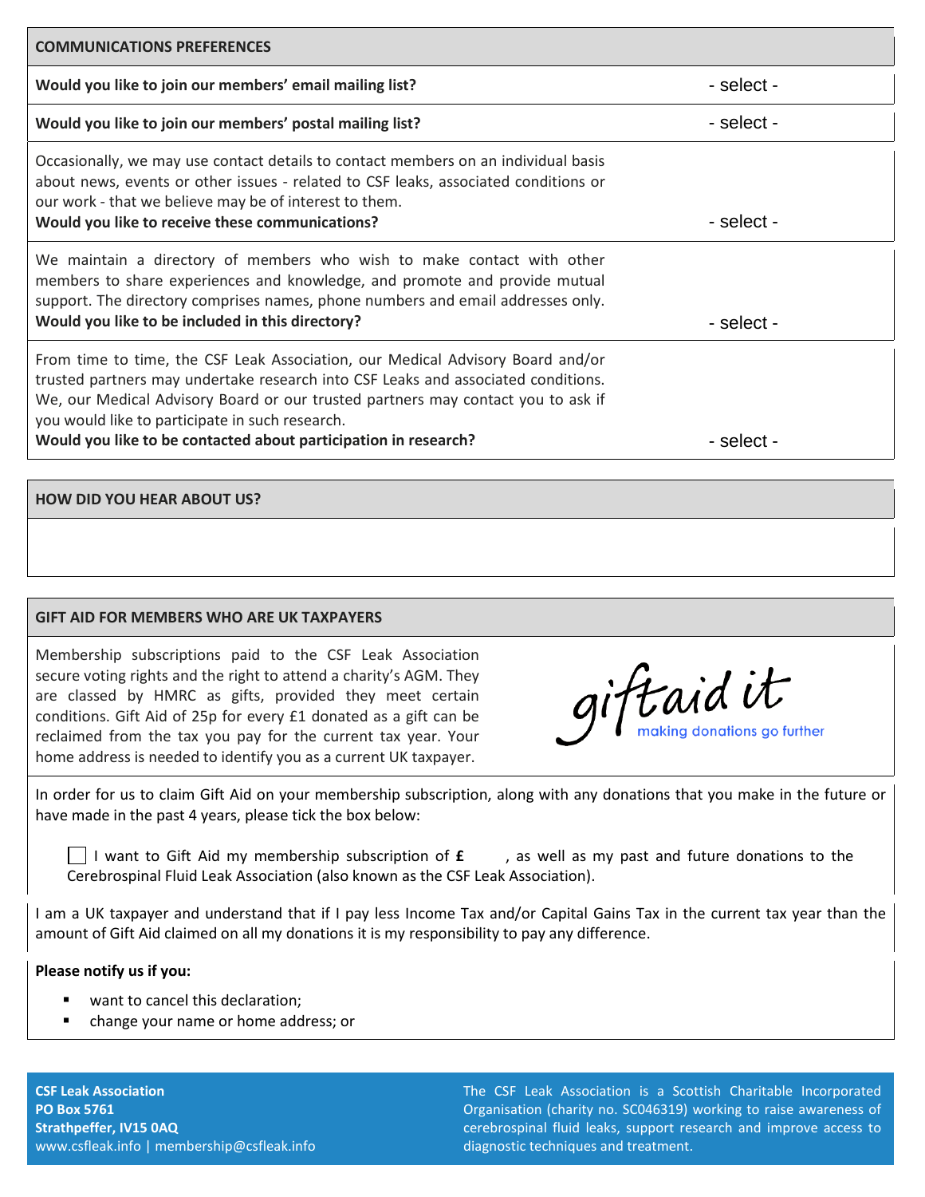## COMMUNICATIONS PREFERENCES

| | |
|---|---|
| **Would you like to join our members' email mailing list?** | - select - |
| **Would you like to join our members' postal mailing list?** | - select - |
| Occasionally, we may use contact details to contact members on an individual basis about news, events or other issues - related to CSF leaks, associated conditions or our work - that we believe may be of interest to them. **Would you like to receive these communications?** | - select - |
| We maintain a directory of members who wish to make contact with other members to share experiences and knowledge, and promote and provide mutual support. The directory comprises names, phone numbers and email addresses only. **Would you like to be included in this directory?** | - select - |
| From time to time, the CSF Leak Association, our Medical Advisory Board and/or trusted partners may undertake research into CSF Leaks and associated conditions. We, our Medical Advisory Board or our trusted partners may contact you to ask if you would like to participate in such research. **Would you like to be contacted about participation in research?** | - select - |

## HOW DID YOU HEAR ABOUT US?

## GIFT AID FOR MEMBERS WHO ARE UK TAXPAYERS

Membership subscriptions paid to the CSF Leak Association secure voting rights and the right to attend a charity's AGM. They are classed by HMRC as gifts, provided they meet certain conditions. Gift Aid of 25p for every £1 donated as a gift can be reclaimed from the tax you pay for the current tax year. Your home address is needed to identify you as a current UK taxpayer.

giftaid it
making donations go further

In order for us to claim Gift Aid on your membership subscription, along with any donations that you make in the future or have made in the past 4 years, please tick the box below:

☐ I want to Gift Aid my membership subscription of **£** , as well as my past and future donations to the Cerebrospinal Fluid Leak Association (also known as the CSF Leak Association).

I am a UK taxpayer and understand that if I pay less Income Tax and/or Capital Gains Tax in the current tax year than the amount of Gift Aid claimed on all my donations it is my responsibility to pay any difference.

**Please notify us if you:**

- want to cancel this declaration;
- change your name or home address; or

**CSF Leak Association**
**PO Box 5761**
**Strathpeffer, IV15 0AQ**
www.csfleak.info | membership@csfleak.info

The CSF Leak Association is a Scottish Charitable Incorporated Organisation (charity no. SC046319) working to raise awareness of cerebrospinal fluid leaks, support research and improve access to diagnostic techniques and treatment.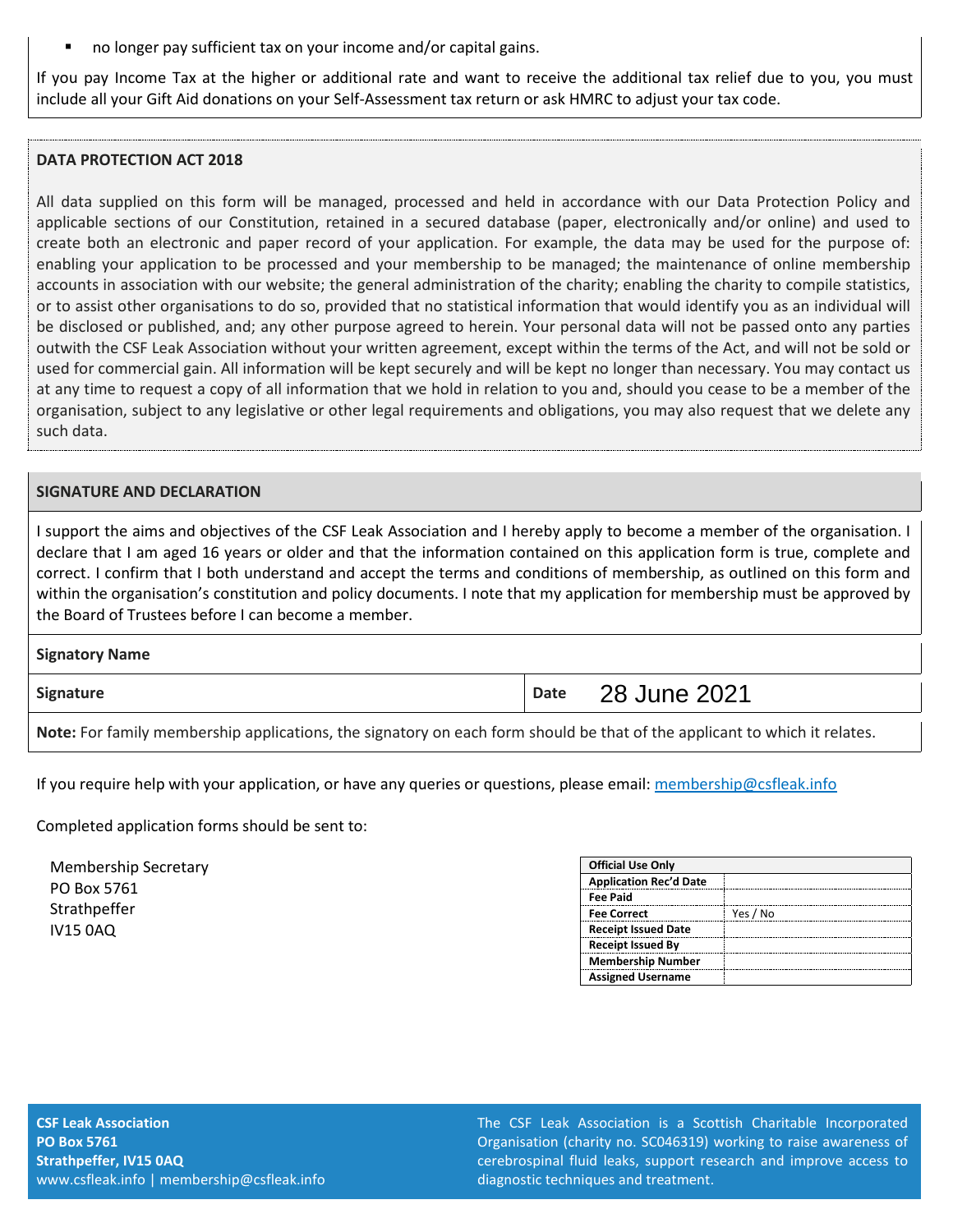- no longer pay sufficient tax on your income and/or capital gains.

If you pay Income Tax at the higher or additional rate and want to receive the additional tax relief due to you, you must include all your Gift Aid donations on your Self-Assessment tax return or ask HMRC to adjust your tax code.

## DATA PROTECTION ACT 2018

All data supplied on this form will be managed, processed and held in accordance with our Data Protection Policy and applicable sections of our Constitution, retained in a secured database (paper, electronically and/or online) and used to create both an electronic and paper record of your application. For example, the data may be used for the purpose of: enabling your application to be processed and your membership to be managed; the maintenance of online membership accounts in association with our website; the general administration of the charity; enabling the charity to compile statistics, or to assist other organisations to do so, provided that no statistical information that would identify you as an individual will be disclosed or published, and; any other purpose agreed to herein. Your personal data will not be passed onto any parties outwith the CSF Leak Association without your written agreement, except within the terms of the Act, and will not be sold or used for commercial gain. All information will be kept securely and will be kept no longer than necessary. You may contact us at any time to request a copy of all information that we hold in relation to you and, should you cease to be a member of the organisation, subject to any legislative or other legal requirements and obligations, you may also request that we delete any such data.

## SIGNATURE AND DECLARATION

I support the aims and objectives of the CSF Leak Association and I hereby apply to become a member of the organisation. I declare that I am aged 16 years or older and that the information contained on this application form is true, complete and correct. I confirm that I both understand and accept the terms and conditions of membership, as outlined on this form and within the organisation's constitution and policy documents. I note that my application for membership must be approved by the Board of Trustees before I can become a member.

| | | | |
|---|---|---|---|
| **Signatory Name** | | | |
| **Signature** | | **Date** | 28 June 2021 |

**Note:** For family membership applications, the signatory on each form should be that of the applicant to which it relates.

If you require help with your application, or have any queries or questions, please email: membership@csfleak.info

Completed application forms should be sent to:

Membership Secretary
PO Box 5761
Strathpeffer
IV15 0AQ

| **Official Use Only** | |
|---|---|
| **Application Rec'd Date** | |
| **Fee Paid** | |
| **Fee Correct** | Yes / No |
| **Receipt Issued Date** | |
| **Receipt Issued By** | |
| **Membership Number** | |
| **Assigned Username** | |

**CSF Leak Association**
**PO Box 5761**
**Strathpeffer, IV15 0AQ**
www.csfleak.info | membership@csfleak.info

The CSF Leak Association is a Scottish Charitable Incorporated Organisation (charity no. SC046319) working to raise awareness of cerebrospinal fluid leaks, support research and improve access to diagnostic techniques and treatment.